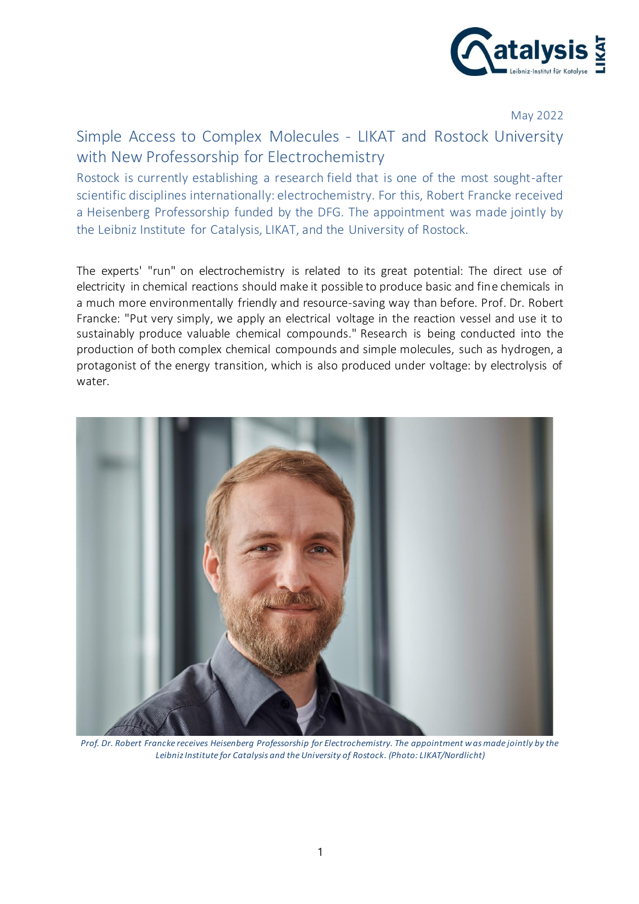May 2022

# Simple Access to Complex Molecules - LIKAT and Rostock University with New Professorship for Electrochemistry

Rostock is currently establishing a research field that is one of the most sought-after scientific disciplines internationally: electrochemistry. For this, Robert Francke received a Heisenberg Professorship funded by the DFG. The appointment was made jointly by the Leibniz Institute for Catalysis, LIKAT, and the University of Rostock.

The experts' "run" on electrochemistry is related to its great potential: The direct use of electricity in chemical reactions should make it possible to produce basic and fine chemicals in a much more environmentally friendly and resource-saving way than before. Prof. Dr. Robert Francke: "Put very simply, we apply an electrical voltage in the reaction vessel and use it to sustainably produce valuable chemical compounds." Research is being conducted into the production of both complex chemical compounds and simple molecules, such as hydrogen, a protagonist of the energy transition, which is also produced under voltage: by electrolysis of water.

*Prof. Dr. Robert Francke receives Heisenberg Professorship for Electrochemistry. The appointment was made jointly by the Leibniz Institute for Catalysis and the University of Rostock. (Photo: LIKAT/Nordlicht)*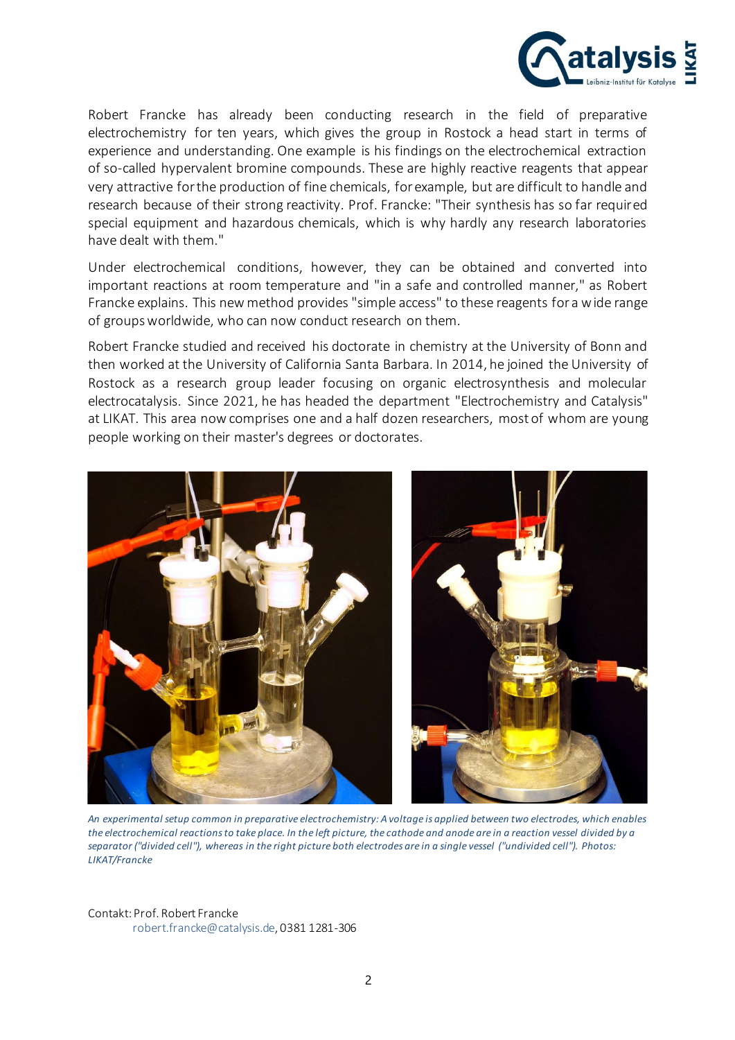Robert Francke has already been conducting research in the field of preparative electrochemistry for ten years, which gives the group in Rostock a head start in terms of experience and understanding. One example is his findings on the electrochemical extraction of so-called hypervalent bromine compounds. These are highly reactive reagents that appear very attractive for the production of fine chemicals, for example, but are difficult to handle and research because of their strong reactivity. Prof. Francke: "Their synthesis has so far required special equipment and hazardous chemicals, which is why hardly any research laboratories have dealt with them."

Under electrochemical conditions, however, they can be obtained and converted into important reactions at room temperature and "in a safe and controlled manner," as Robert Francke explains. This new method provides "simple access" to these reagents for a wide range of groups worldwide, who can now conduct research on them.

Robert Francke studied and received his doctorate in chemistry at the University of Bonn and then worked at the University of California Santa Barbara. In 2014, he joined the University of Rostock as a research group leader focusing on organic electrosynthesis and molecular electrocatalysis. Since 2021, he has headed the department "Electrochemistry and Catalysis" at LIKAT. This area now comprises one and a half dozen researchers, most of whom are young people working on their master's degrees or doctorates.

*An experimental setup common in preparative electrochemistry: A voltage is applied between two electrodes, which enables the electrochemical reactions to take place. In the left picture, the cathode and anode are in a reaction vessel divided by a separator ("divided cell"), whereas in the right picture both electrodes are in a single vessel ("undivided cell"). Photos: LIKAT/Francke*

Contakt: Prof. Robert Francke
robert.francke@catalysis.de, 0381 1281-306